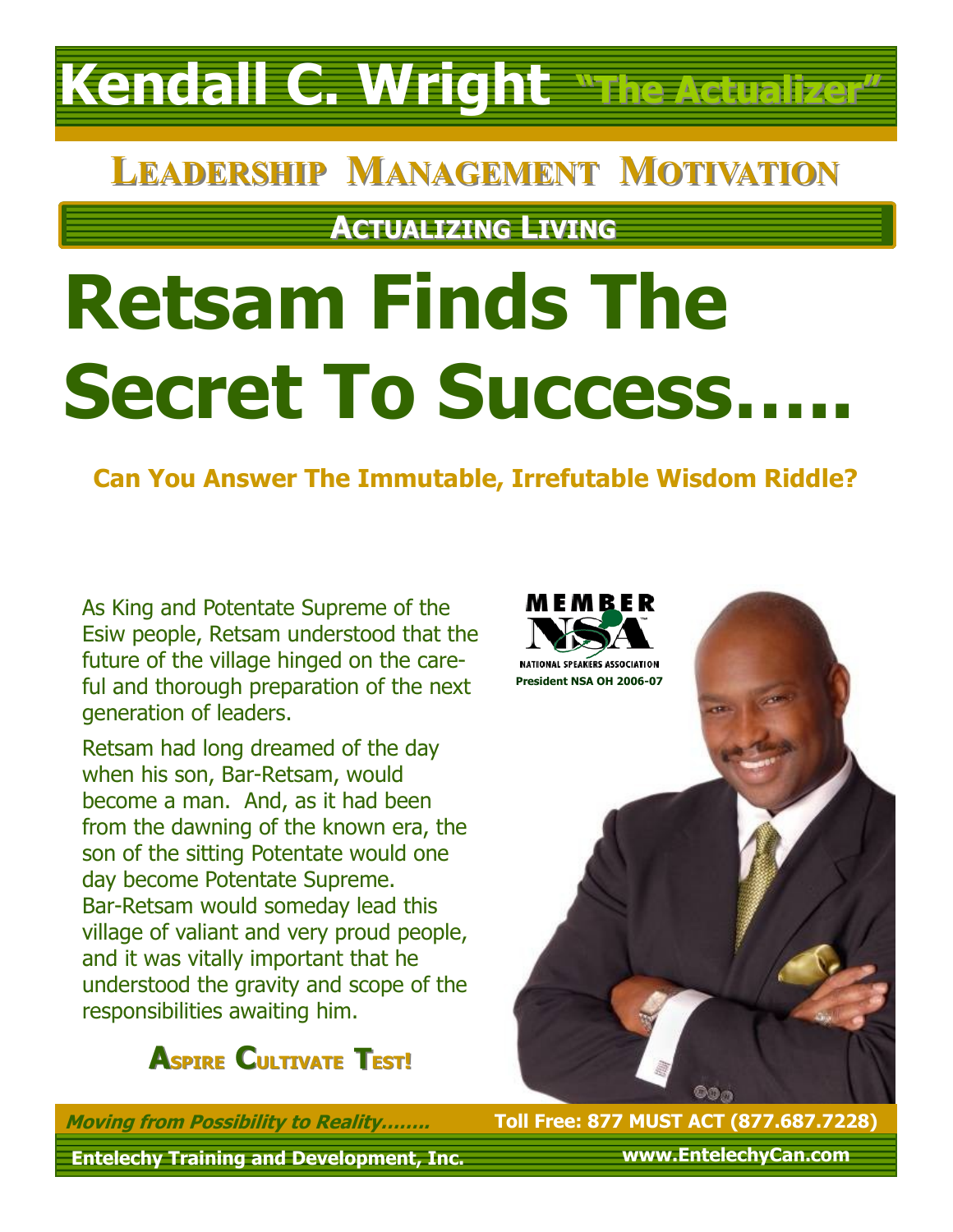# Kendall C. Wright "The Actualizer"

## Leadership Management Motivation

### Actualizing Living

# Retsam Finds The Secret To Success…..

**Can You Answer The Immutable, Irrefutable Wisdom Riddle?**

As King and Potentate Supreme of the Esiw people, Retsam understood that the future of the village hinged on the careful and thorough preparation of the next generation of leaders.

Retsam had long dreamed of the day when his son, Bar-Retsam, would become a man. And, as it had been from the dawning of the known era, the son of the sitting Potentate would one day become Potentate Supreme. Bar-Retsam would someday lead this village of valiant and very proud people, and it was vitally important that he understood the gravity and scope of the responsibilities awaiting him.

**Aspire Cultivate Test!**

MEMBER NSA
NATIONAL SPEAKERS ASSOCIATION
President NSA OH 2006-07

*Moving from Possibility to Reality……..*

**Toll Free: 877 MUST ACT (877.687.7228)**

**Entelechy Training and Development, Inc.**

**www.EntelechyCan.com**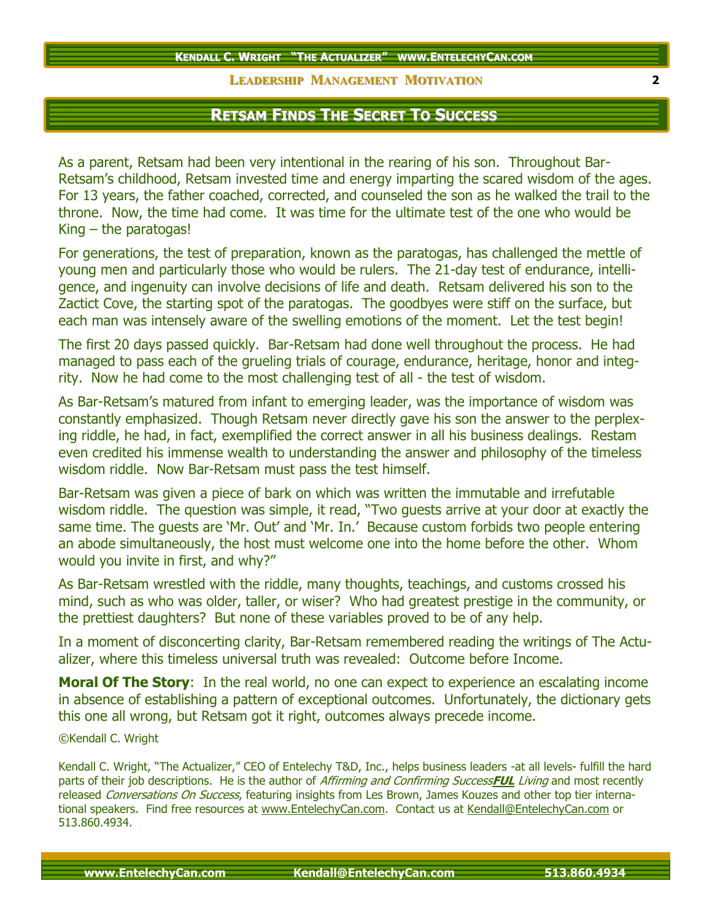# Retsam Finds The Secret To Success

As a parent, Retsam had been very intentional in the rearing of his son. Throughout Bar-Retsam's childhood, Retsam invested time and energy imparting the scared wisdom of the ages. For 13 years, the father coached, corrected, and counseled the son as he walked the trail to the throne. Now, the time had come. It was time for the ultimate test of the one who would be King – the paratogas!

For generations, the test of preparation, known as the paratogas, has challenged the mettle of young men and particularly those who would be rulers. The 21-day test of endurance, intelligence, and ingenuity can involve decisions of life and death. Retsam delivered his son to the Zactict Cove, the starting spot of the paratogas. The goodbyes were stiff on the surface, but each man was intensely aware of the swelling emotions of the moment. Let the test begin!

The first 20 days passed quickly. Bar-Retsam had done well throughout the process. He had managed to pass each of the grueling trials of courage, endurance, heritage, honor and integrity. Now he had come to the most challenging test of all - the test of wisdom.

As Bar-Retsam's matured from infant to emerging leader, was the importance of wisdom was constantly emphasized. Though Retsam never directly gave his son the answer to the perplexing riddle, he had, in fact, exemplified the correct answer in all his business dealings. Restam even credited his immense wealth to understanding the answer and philosophy of the timeless wisdom riddle. Now Bar-Retsam must pass the test himself.

Bar-Retsam was given a piece of bark on which was written the immutable and irrefutable wisdom riddle. The question was simple, it read, "Two guests arrive at your door at exactly the same time. The guests are 'Mr. Out' and 'Mr. In.' Because custom forbids two people entering an abode simultaneously, the host must welcome one into the home before the other. Whom would you invite in first, and why?"

As Bar-Retsam wrestled with the riddle, many thoughts, teachings, and customs crossed his mind, such as who was older, taller, or wiser? Who had greatest prestige in the community, or the prettiest daughters? But none of these variables proved to be of any help.

In a moment of disconcerting clarity, Bar-Retsam remembered reading the writings of The Actualizer, where this timeless universal truth was revealed: Outcome before Income.

**Moral Of The Story**: In the real world, no one can expect to experience an escalating income in absence of establishing a pattern of exceptional outcomes. Unfortunately, the dictionary gets this one all wrong, but Retsam got it right, outcomes always precede income.

©Kendall C. Wright

Kendall C. Wright, "The Actualizer," CEO of Entelechy T&D, Inc., helps business leaders -at all levels- fulfill the hard parts of their job descriptions. He is the author of *Affirming and Confirming Success**FUL** Living* and most recently released *Conversations On Success*, featuring insights from Les Brown, James Kouzes and other top tier international speakers. Find free resources at www.EntelechyCan.com. Contact us at Kendall@EntelechyCan.com or 513.860.4934.